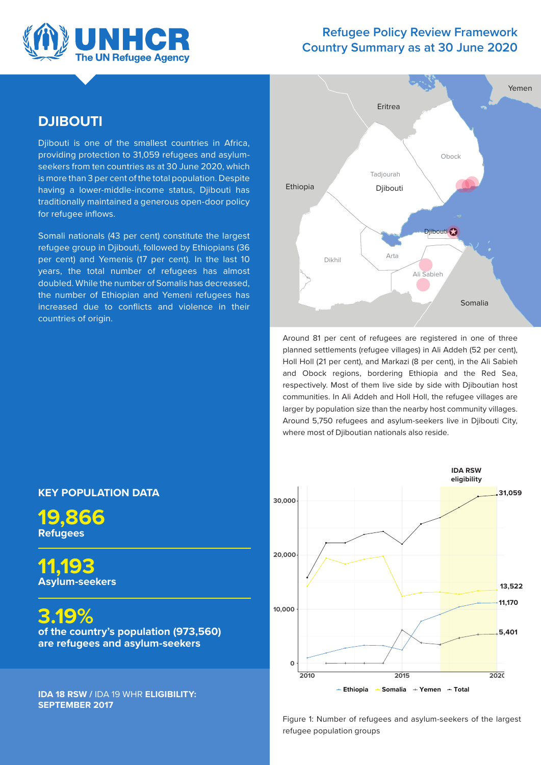# Refugee Policy Review Framework Country Summary as at 30 June 2020

## DJIBOUTI

Djibouti is one of the smallest countries in Africa, providing protection to 31,059 refugees and asylum-seekers from ten countries as at 30 June 2020, which is more than 3 per cent of the total population. Despite having a lower-middle-income status, Djibouti has traditionally maintained a generous open-door policy for refugee inflows.

Somali nationals (43 per cent) constitute the largest refugee group in Djibouti, followed by Ethiopians (36 per cent) and Yemenis (17 per cent). In the last 10 years, the total number of refugees has almost doubled. While the number of Somalis has decreased, the number of Ethiopian and Yemeni refugees has increased due to conflicts and violence in their countries of origin.

Around 81 per cent of refugees are registered in one of three planned settlements (refugee villages) in Ali Addeh (52 per cent), Holl Holl (21 per cent), and Markazi (8 per cent), in the Ali Sabieh and Obock regions, bordering Ethiopia and the Red Sea, respectively. Most of them live side by side with Djiboutian host communities. In Ali Addeh and Holl Holl, the refugee villages are larger by population size than the nearby host community villages. Around 5,750 refugees and asylum-seekers live in Djibouti City, where most of Djiboutian nationals also reside.

## KEY POPULATION DATA

**19,866**
**Refugees**

**11,193**
**Asylum-seekers**

**3.19%**
**of the country's population (973,560) are refugees and asylum-seekers**

**IDA 18 RSW** / IDA 19 WHR **ELIGIBILITY: SEPTEMBER 2017**

Figure 1: Number of refugees and asylum-seekers of the largest refugee population groups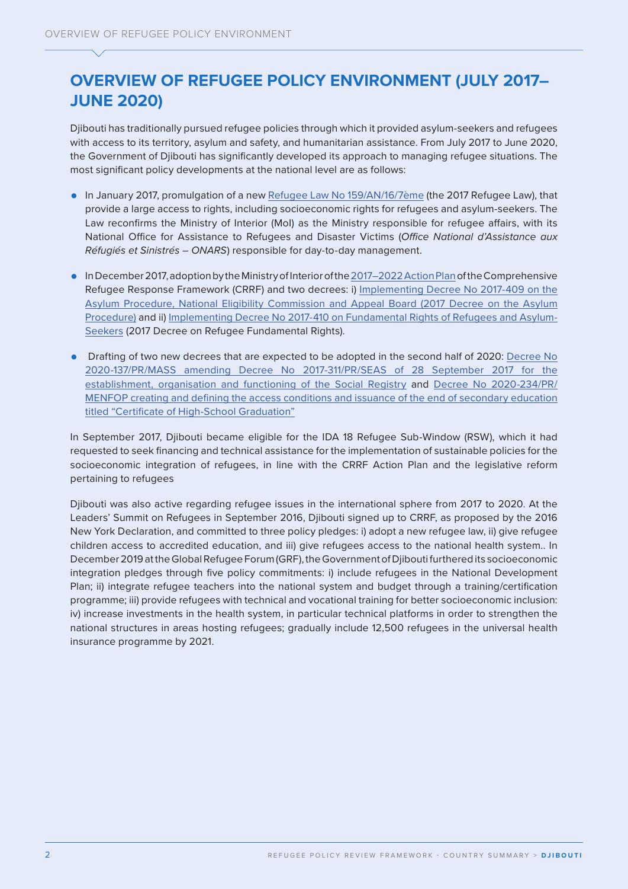# OVERVIEW OF REFUGEE POLICY ENVIRONMENT (JULY 2017–JUNE 2020)

Djibouti has traditionally pursued refugee policies through which it provided asylum-seekers and refugees with access to its territory, asylum and safety, and humanitarian assistance. From July 2017 to June 2020, the Government of Djibouti has significantly developed its approach to managing refugee situations. The most significant policy developments at the national level are as follows:

- In January 2017, promulgation of a new Refugee Law No 159/AN/16/7ème (the 2017 Refugee Law), that provide a large access to rights, including socioeconomic rights for refugees and asylum-seekers. The Law reconfirms the Ministry of Interior (MoI) as the Ministry responsible for refugee affairs, with its National Office for Assistance to Refugees and Disaster Victims (*Office National d'Assistance aux Réfugiés et Sinistrés – ONARS*) responsible for day-to-day management.
- In December 2017, adoption by the Ministry of Interior of the 2017–2022 Action Plan of the Comprehensive Refugee Response Framework (CRRF) and two decrees: i) Implementing Decree No 2017-409 on the Asylum Procedure, National Eligibility Commission and Appeal Board (2017 Decree on the Asylum Procedure) and ii) Implementing Decree No 2017-410 on Fundamental Rights of Refugees and Asylum-Seekers (2017 Decree on Refugee Fundamental Rights).
- Drafting of two new decrees that are expected to be adopted in the second half of 2020: Decree No 2020-137/PR/MASS amending Decree No 2017-311/PR/SEAS of 28 September 2017 for the establishment, organisation and functioning of the Social Registry and Decree No 2020-234/PR/MENFOP creating and defining the access conditions and issuance of the end of secondary education titled "Certificate of High-School Graduation"

In September 2017, Djibouti became eligible for the IDA 18 Refugee Sub-Window (RSW), which it had requested to seek financing and technical assistance for the implementation of sustainable policies for the socioeconomic integration of refugees, in line with the CRRF Action Plan and the legislative reform pertaining to refugees

Djibouti was also active regarding refugee issues in the international sphere from 2017 to 2020. At the Leaders' Summit on Refugees in September 2016, Djibouti signed up to CRRF, as proposed by the 2016 New York Declaration, and committed to three policy pledges: i) adopt a new refugee law, ii) give refugee children access to accredited education, and iii) give refugees access to the national health system.. In December 2019 at the Global Refugee Forum (GRF), the Government of Djibouti furthered its socioeconomic integration pledges through five policy commitments: i) include refugees in the National Development Plan; ii) integrate refugee teachers into the national system and budget through a training/certification programme; iii) provide refugees with technical and vocational training for better socioeconomic inclusion: iv) increase investments in the health system, in particular technical platforms in order to strengthen the national structures in areas hosting refugees; gradually include 12,500 refugees in the universal health insurance programme by 2021.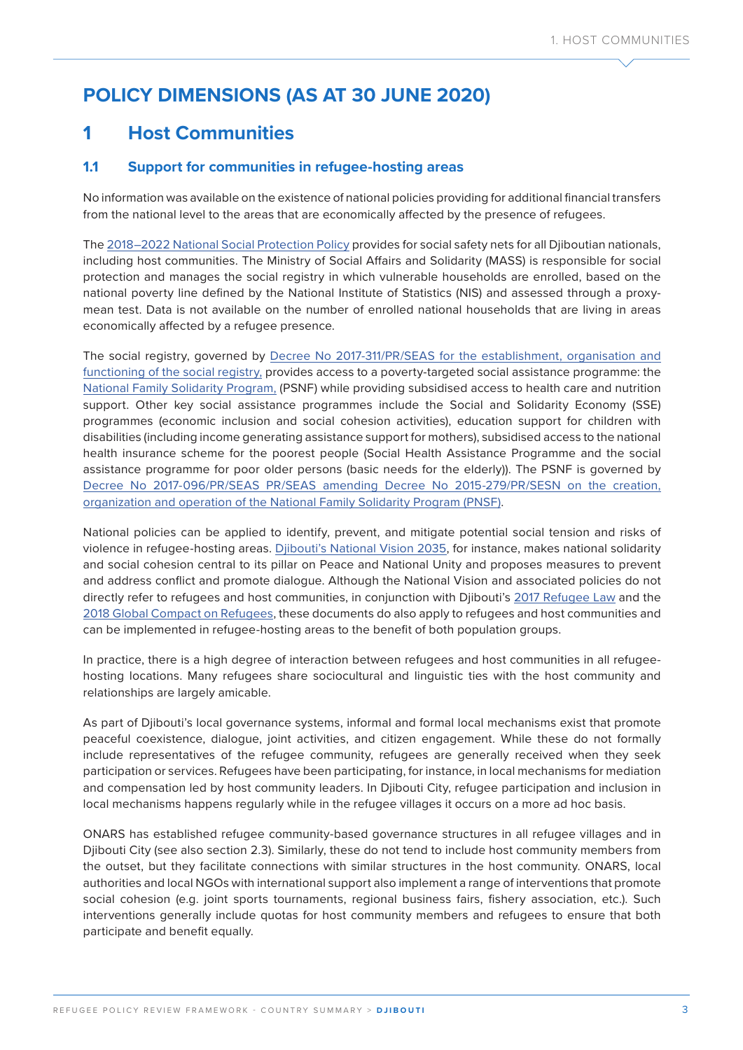# POLICY DIMENSIONS (AS AT 30 JUNE 2020)

## 1 Host Communities

### 1.1 Support for communities in refugee-hosting areas

No information was available on the existence of national policies providing for additional financial transfers from the national level to the areas that are economically affected by the presence of refugees.

The 2018–2022 National Social Protection Policy provides for social safety nets for all Djiboutian nationals, including host communities. The Ministry of Social Affairs and Solidarity (MASS) is responsible for social protection and manages the social registry in which vulnerable households are enrolled, based on the national poverty line defined by the National Institute of Statistics (NIS) and assessed through a proxy-mean test. Data is not available on the number of enrolled national households that are living in areas economically affected by a refugee presence.

The social registry, governed by Decree No 2017-311/PR/SEAS for the establishment, organisation and functioning of the social registry, provides access to a poverty-targeted social assistance programme: the National Family Solidarity Program, (PSNF) while providing subsidised access to health care and nutrition support. Other key social assistance programmes include the Social and Solidarity Economy (SSE) programmes (economic inclusion and social cohesion activities), education support for children with disabilities (including income generating assistance support for mothers), subsidised access to the national health insurance scheme for the poorest people (Social Health Assistance Programme and the social assistance programme for poor older persons (basic needs for the elderly)). The PSNF is governed by Decree No 2017-096/PR/SEAS PR/SEAS amending Decree No 2015-279/PR/SESN on the creation, organization and operation of the National Family Solidarity Program (PNSF).

National policies can be applied to identify, prevent, and mitigate potential social tension and risks of violence in refugee-hosting areas. Djibouti's National Vision 2035, for instance, makes national solidarity and social cohesion central to its pillar on Peace and National Unity and proposes measures to prevent and address conflict and promote dialogue. Although the National Vision and associated policies do not directly refer to refugees and host communities, in conjunction with Djibouti's 2017 Refugee Law and the 2018 Global Compact on Refugees, these documents do also apply to refugees and host communities and can be implemented in refugee-hosting areas to the benefit of both population groups.

In practice, there is a high degree of interaction between refugees and host communities in all refugee-hosting locations. Many refugees share sociocultural and linguistic ties with the host community and relationships are largely amicable.

As part of Djibouti's local governance systems, informal and formal local mechanisms exist that promote peaceful coexistence, dialogue, joint activities, and citizen engagement. While these do not formally include representatives of the refugee community, refugees are generally received when they seek participation or services. Refugees have been participating, for instance, in local mechanisms for mediation and compensation led by host community leaders. In Djibouti City, refugee participation and inclusion in local mechanisms happens regularly while in the refugee villages it occurs on a more ad hoc basis.

ONARS has established refugee community-based governance structures in all refugee villages and in Djibouti City (see also section 2.3). Similarly, these do not tend to include host community members from the outset, but they facilitate connections with similar structures in the host community. ONARS, local authorities and local NGOs with international support also implement a range of interventions that promote social cohesion (e.g. joint sports tournaments, regional business fairs, fishery association, etc.). Such interventions generally include quotas for host community members and refugees to ensure that both participate and benefit equally.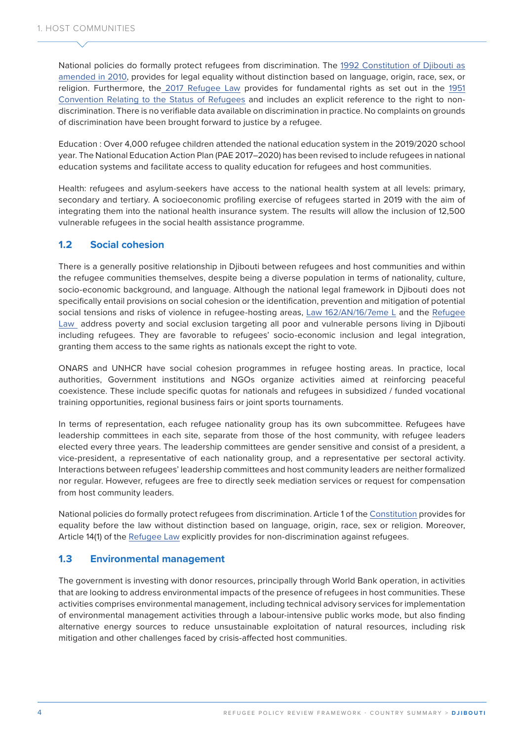National policies do formally protect refugees from discrimination. The 1992 Constitution of Djibouti as amended in 2010, provides for legal equality without distinction based on language, origin, race, sex, or religion. Furthermore, the 2017 Refugee Law provides for fundamental rights as set out in the 1951 Convention Relating to the Status of Refugees and includes an explicit reference to the right to non-discrimination. There is no verifiable data available on discrimination in practice. No complaints on grounds of discrimination have been brought forward to justice by a refugee.

Education : Over 4,000 refugee children attended the national education system in the 2019/2020 school year. The National Education Action Plan (PAE 2017–2020) has been revised to include refugees in national education systems and facilitate access to quality education for refugees and host communities.

Health: refugees and asylum-seekers have access to the national health system at all levels: primary, secondary and tertiary. A socioeconomic profiling exercise of refugees started in 2019 with the aim of integrating them into the national health insurance system. The results will allow the inclusion of 12,500 vulnerable refugees in the social health assistance programme.

## 1.2 Social cohesion

There is a generally positive relationship in Djibouti between refugees and host communities and within the refugee communities themselves, despite being a diverse population in terms of nationality, culture, socio-economic background, and language. Although the national legal framework in Djibouti does not specifically entail provisions on social cohesion or the identification, prevention and mitigation of potential social tensions and risks of violence in refugee-hosting areas, Law 162/AN/16/7eme L and the Refugee Law address poverty and social exclusion targeting all poor and vulnerable persons living in Djibouti including refugees. They are favorable to refugees' socio-economic inclusion and legal integration, granting them access to the same rights as nationals except the right to vote.

ONARS and UNHCR have social cohesion programmes in refugee hosting areas. In practice, local authorities, Government institutions and NGOs organize activities aimed at reinforcing peaceful coexistence. These include specific quotas for nationals and refugees in subsidized / funded vocational training opportunities, regional business fairs or joint sports tournaments.

In terms of representation, each refugee nationality group has its own subcommittee. Refugees have leadership committees in each site, separate from those of the host community, with refugee leaders elected every three years. The leadership committees are gender sensitive and consist of a president, a vice-president, a representative of each nationality group, and a representative per sectoral activity. Interactions between refugees' leadership committees and host community leaders are neither formalized nor regular. However, refugees are free to directly seek mediation services or request for compensation from host community leaders.

National policies do formally protect refugees from discrimination. Article 1 of the Constitution provides for equality before the law without distinction based on language, origin, race, sex or religion. Moreover, Article 14(1) of the Refugee Law explicitly provides for non-discrimination against refugees.

## 1.3 Environmental management

The government is investing with donor resources, principally through World Bank operation, in activities that are looking to address environmental impacts of the presence of refugees in host communities. These activities comprises environmental management, including technical advisory services for implementation of environmental management activities through a labour-intensive public works mode, but also finding alternative energy sources to reduce unsustainable exploitation of natural resources, including risk mitigation and other challenges faced by crisis-affected host communities.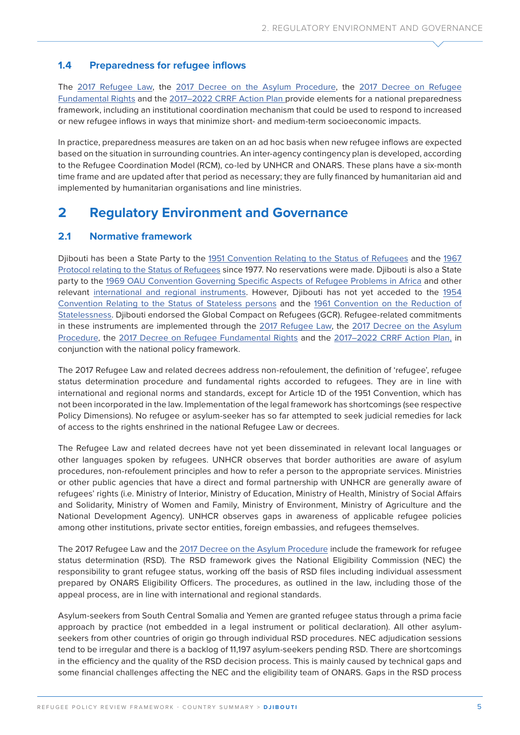### 1.4 Preparedness for refugee inflows

The 2017 Refugee Law, the 2017 Decree on the Asylum Procedure, the 2017 Decree on Refugee Fundamental Rights and the 2017–2022 CRRF Action Plan provide elements for a national preparedness framework, including an institutional coordination mechanism that could be used to respond to increased or new refugee inflows in ways that minimize short- and medium-term socioeconomic impacts.

In practice, preparedness measures are taken on an ad hoc basis when new refugee inflows are expected based on the situation in surrounding countries. An inter-agency contingency plan is developed, according to the Refugee Coordination Model (RCM), co-led by UNHCR and ONARS. These plans have a six-month time frame and are updated after that period as necessary; they are fully financed by humanitarian aid and implemented by humanitarian organisations and line ministries.

## 2 Regulatory Environment and Governance

### 2.1 Normative framework

Djibouti has been a State Party to the 1951 Convention Relating to the Status of Refugees and the 1967 Protocol relating to the Status of Refugees since 1977. No reservations were made. Djibouti is also a State party to the 1969 OAU Convention Governing Specific Aspects of Refugee Problems in Africa and other relevant international and regional instruments. However, Djibouti has not yet acceded to the 1954 Convention Relating to the Status of Stateless persons and the 1961 Convention on the Reduction of Statelessness. Djibouti endorsed the Global Compact on Refugees (GCR). Refugee-related commitments in these instruments are implemented through the 2017 Refugee Law, the 2017 Decree on the Asylum Procedure, the 2017 Decree on Refugee Fundamental Rights and the 2017–2022 CRRF Action Plan, in conjunction with the national policy framework.

The 2017 Refugee Law and related decrees address non-refoulement, the definition of 'refugee', refugee status determination procedure and fundamental rights accorded to refugees. They are in line with international and regional norms and standards, except for Article 1D of the 1951 Convention, which has not been incorporated in the law. Implementation of the legal framework has shortcomings (see respective Policy Dimensions). No refugee or asylum-seeker has so far attempted to seek judicial remedies for lack of access to the rights enshrined in the national Refugee Law or decrees.

The Refugee Law and related decrees have not yet been disseminated in relevant local languages or other languages spoken by refugees. UNHCR observes that border authorities are aware of asylum procedures, non-refoulement principles and how to refer a person to the appropriate services. Ministries or other public agencies that have a direct and formal partnership with UNHCR are generally aware of refugees' rights (i.e. Ministry of Interior, Ministry of Education, Ministry of Health, Ministry of Social Affairs and Solidarity, Ministry of Women and Family, Ministry of Environment, Ministry of Agriculture and the National Development Agency). UNHCR observes gaps in awareness of applicable refugee policies among other institutions, private sector entities, foreign embassies, and refugees themselves.

The 2017 Refugee Law and the 2017 Decree on the Asylum Procedure include the framework for refugee status determination (RSD). The RSD framework gives the National Eligibility Commission (NEC) the responsibility to grant refugee status, working off the basis of RSD files including individual assessment prepared by ONARS Eligibility Officers. The procedures, as outlined in the law, including those of the appeal process, are in line with international and regional standards.

Asylum-seekers from South Central Somalia and Yemen are granted refugee status through a prima facie approach by practice (not embedded in a legal instrument or political declaration). All other asylum-seekers from other countries of origin go through individual RSD procedures. NEC adjudication sessions tend to be irregular and there is a backlog of 11,197 asylum-seekers pending RSD. There are shortcomings in the efficiency and the quality of the RSD decision process. This is mainly caused by technical gaps and some financial challenges affecting the NEC and the eligibility team of ONARS. Gaps in the RSD process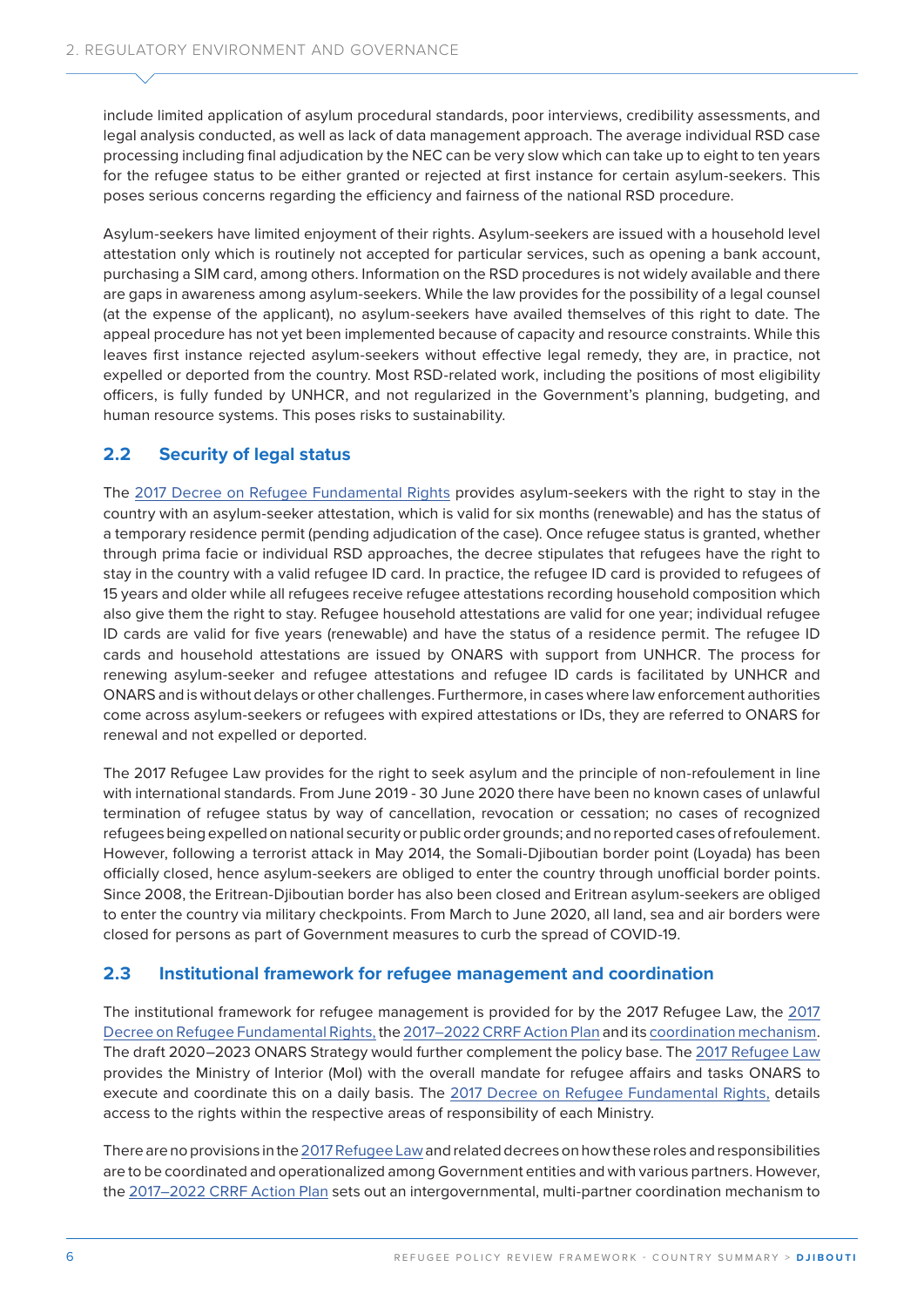include limited application of asylum procedural standards, poor interviews, credibility assessments, and legal analysis conducted, as well as lack of data management approach. The average individual RSD case processing including final adjudication by the NEC can be very slow which can take up to eight to ten years for the refugee status to be either granted or rejected at first instance for certain asylum-seekers. This poses serious concerns regarding the efficiency and fairness of the national RSD procedure.

Asylum-seekers have limited enjoyment of their rights. Asylum-seekers are issued with a household level attestation only which is routinely not accepted for particular services, such as opening a bank account, purchasing a SIM card, among others. Information on the RSD procedures is not widely available and there are gaps in awareness among asylum-seekers. While the law provides for the possibility of a legal counsel (at the expense of the applicant), no asylum-seekers have availed themselves of this right to date. The appeal procedure has not yet been implemented because of capacity and resource constraints. While this leaves first instance rejected asylum-seekers without effective legal remedy, they are, in practice, not expelled or deported from the country. Most RSD-related work, including the positions of most eligibility officers, is fully funded by UNHCR, and not regularized in the Government's planning, budgeting, and human resource systems. This poses risks to sustainability.

## 2.2 Security of legal status

The 2017 Decree on Refugee Fundamental Rights provides asylum-seekers with the right to stay in the country with an asylum-seeker attestation, which is valid for six months (renewable) and has the status of a temporary residence permit (pending adjudication of the case). Once refugee status is granted, whether through prima facie or individual RSD approaches, the decree stipulates that refugees have the right to stay in the country with a valid refugee ID card. In practice, the refugee ID card is provided to refugees of 15 years and older while all refugees receive refugee attestations recording household composition which also give them the right to stay. Refugee household attestations are valid for one year; individual refugee ID cards are valid for five years (renewable) and have the status of a residence permit. The refugee ID cards and household attestations are issued by ONARS with support from UNHCR. The process for renewing asylum-seeker and refugee attestations and refugee ID cards is facilitated by UNHCR and ONARS and is without delays or other challenges. Furthermore, in cases where law enforcement authorities come across asylum-seekers or refugees with expired attestations or IDs, they are referred to ONARS for renewal and not expelled or deported.

The 2017 Refugee Law provides for the right to seek asylum and the principle of non-refoulement in line with international standards. From June 2019 - 30 June 2020 there have been no known cases of unlawful termination of refugee status by way of cancellation, revocation or cessation; no cases of recognized refugees being expelled on national security or public order grounds; and no reported cases of refoulement. However, following a terrorist attack in May 2014, the Somali-Djiboutian border point (Loyada) has been officially closed, hence asylum-seekers are obliged to enter the country through unofficial border points. Since 2008, the Eritrean-Djiboutian border has also been closed and Eritrean asylum-seekers are obliged to enter the country via military checkpoints. From March to June 2020, all land, sea and air borders were closed for persons as part of Government measures to curb the spread of COVID-19.

## 2.3 Institutional framework for refugee management and coordination

The institutional framework for refugee management is provided for by the 2017 Refugee Law, the 2017 Decree on Refugee Fundamental Rights, the 2017–2022 CRRF Action Plan and its coordination mechanism. The draft 2020–2023 ONARS Strategy would further complement the policy base. The 2017 Refugee Law provides the Ministry of Interior (MoI) with the overall mandate for refugee affairs and tasks ONARS to execute and coordinate this on a daily basis. The 2017 Decree on Refugee Fundamental Rights, details access to the rights within the respective areas of responsibility of each Ministry.

There are no provisions in the 2017 Refugee Law and related decrees on how these roles and responsibilities are to be coordinated and operationalized among Government entities and with various partners. However, the 2017–2022 CRRF Action Plan sets out an intergovernmental, multi-partner coordination mechanism to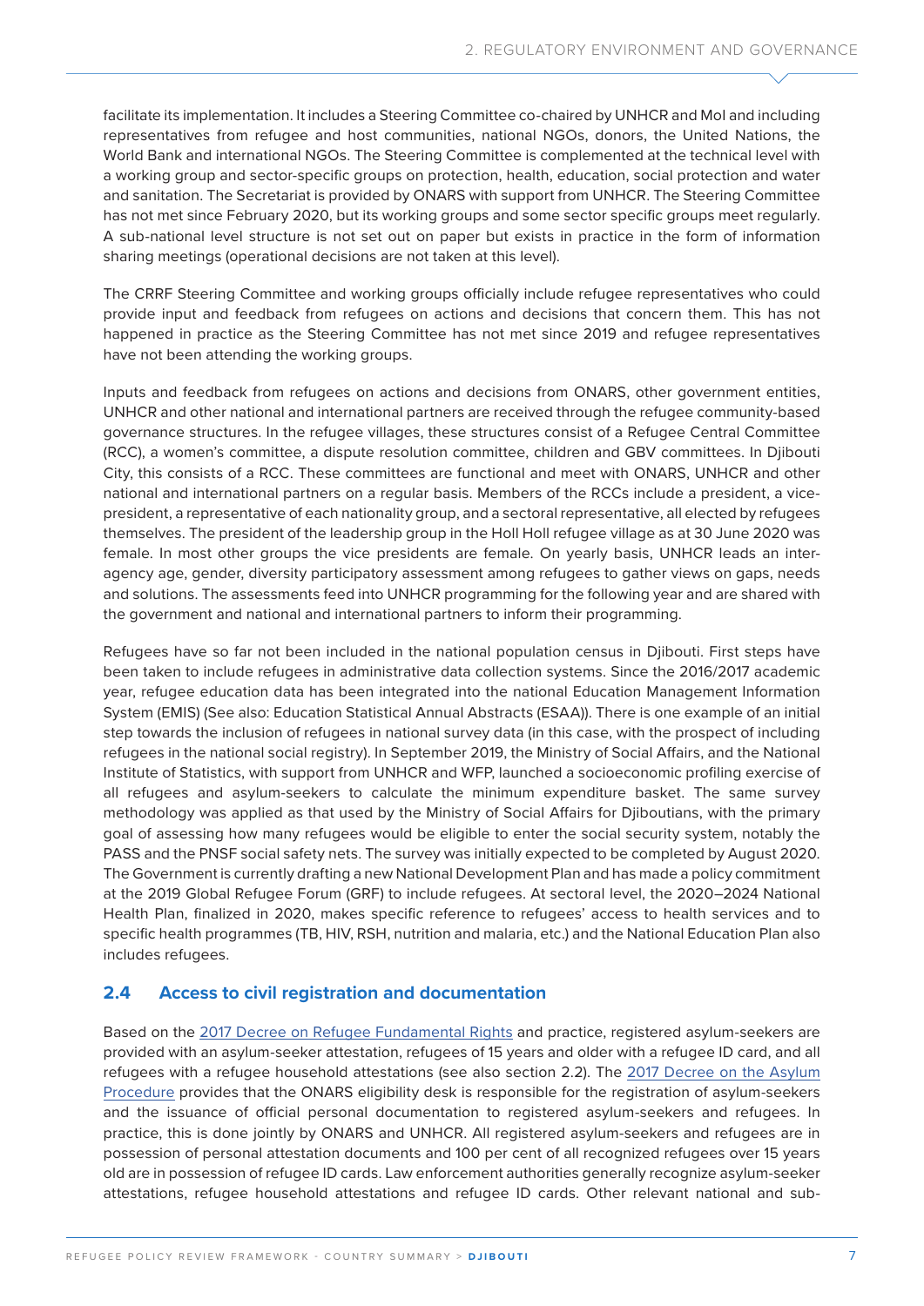facilitate its implementation. It includes a Steering Committee co-chaired by UNHCR and MoI and including representatives from refugee and host communities, national NGOs, donors, the United Nations, the World Bank and international NGOs. The Steering Committee is complemented at the technical level with a working group and sector-specific groups on protection, health, education, social protection and water and sanitation. The Secretariat is provided by ONARS with support from UNHCR. The Steering Committee has not met since February 2020, but its working groups and some sector specific groups meet regularly. A sub-national level structure is not set out on paper but exists in practice in the form of information sharing meetings (operational decisions are not taken at this level).

The CRRF Steering Committee and working groups officially include refugee representatives who could provide input and feedback from refugees on actions and decisions that concern them. This has not happened in practice as the Steering Committee has not met since 2019 and refugee representatives have not been attending the working groups.

Inputs and feedback from refugees on actions and decisions from ONARS, other government entities, UNHCR and other national and international partners are received through the refugee community-based governance structures. In the refugee villages, these structures consist of a Refugee Central Committee (RCC), a women's committee, a dispute resolution committee, children and GBV committees. In Djibouti City, this consists of a RCC. These committees are functional and meet with ONARS, UNHCR and other national and international partners on a regular basis. Members of the RCCs include a president, a vice-president, a representative of each nationality group, and a sectoral representative, all elected by refugees themselves. The president of the leadership group in the Holl Holl refugee village as at 30 June 2020 was female. In most other groups the vice presidents are female. On yearly basis, UNHCR leads an inter-agency age, gender, diversity participatory assessment among refugees to gather views on gaps, needs and solutions. The assessments feed into UNHCR programming for the following year and are shared with the government and national and international partners to inform their programming.

Refugees have so far not been included in the national population census in Djibouti. First steps have been taken to include refugees in administrative data collection systems. Since the 2016/2017 academic year, refugee education data has been integrated into the national Education Management Information System (EMIS) (See also: Education Statistical Annual Abstracts (ESAA)). There is one example of an initial step towards the inclusion of refugees in national survey data (in this case, with the prospect of including refugees in the national social registry). In September 2019, the Ministry of Social Affairs, and the National Institute of Statistics, with support from UNHCR and WFP, launched a socioeconomic profiling exercise of all refugees and asylum-seekers to calculate the minimum expenditure basket. The same survey methodology was applied as that used by the Ministry of Social Affairs for Djiboutians, with the primary goal of assessing how many refugees would be eligible to enter the social security system, notably the PASS and the PNSF social safety nets. The survey was initially expected to be completed by August 2020. The Government is currently drafting a new National Development Plan and has made a policy commitment at the 2019 Global Refugee Forum (GRF) to include refugees. At sectoral level, the 2020–2024 National Health Plan, finalized in 2020, makes specific reference to refugees' access to health services and to specific health programmes (TB, HIV, RSH, nutrition and malaria, etc.) and the National Education Plan also includes refugees.

## 2.4 Access to civil registration and documentation

Based on the 2017 Decree on Refugee Fundamental Rights and practice, registered asylum-seekers are provided with an asylum-seeker attestation, refugees of 15 years and older with a refugee ID card, and all refugees with a refugee household attestations (see also section 2.2). The 2017 Decree on the Asylum Procedure provides that the ONARS eligibility desk is responsible for the registration of asylum-seekers and the issuance of official personal documentation to registered asylum-seekers and refugees. In practice, this is done jointly by ONARS and UNHCR. All registered asylum-seekers and refugees are in possession of personal attestation documents and 100 per cent of all recognized refugees over 15 years old are in possession of refugee ID cards. Law enforcement authorities generally recognize asylum-seeker attestations, refugee household attestations and refugee ID cards. Other relevant national and sub-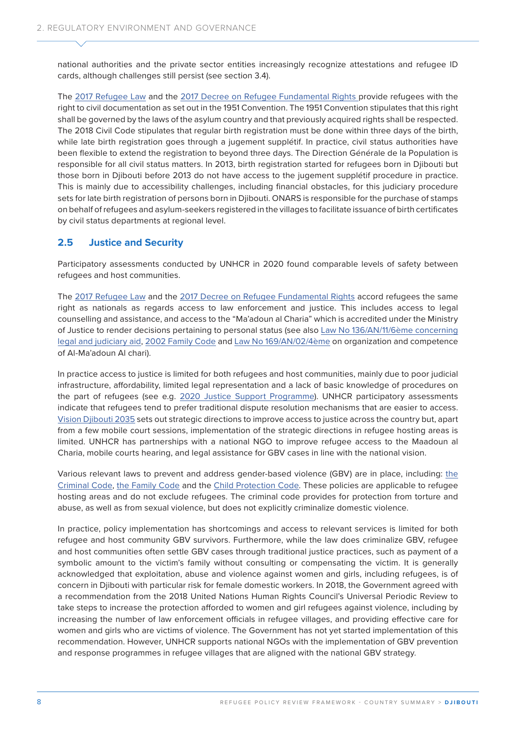national authorities and the private sector entities increasingly recognize attestations and refugee ID cards, although challenges still persist (see section 3.4).

The 2017 Refugee Law and the 2017 Decree on Refugee Fundamental Rights provide refugees with the right to civil documentation as set out in the 1951 Convention. The 1951 Convention stipulates that this right shall be governed by the laws of the asylum country and that previously acquired rights shall be respected. The 2018 Civil Code stipulates that regular birth registration must be done within three days of the birth, while late birth registration goes through a jugement supplétif. In practice, civil status authorities have been flexible to extend the registration to beyond three days. The Direction Générale de la Population is responsible for all civil status matters. In 2013, birth registration started for refugees born in Djibouti but those born in Djibouti before 2013 do not have access to the jugement supplétif procedure in practice. This is mainly due to accessibility challenges, including financial obstacles, for this judiciary procedure sets for late birth registration of persons born in Djibouti. ONARS is responsible for the purchase of stamps on behalf of refugees and asylum-seekers registered in the villages to facilitate issuance of birth certificates by civil status departments at regional level.

## 2.5 Justice and Security

Participatory assessments conducted by UNHCR in 2020 found comparable levels of safety between refugees and host communities.

The 2017 Refugee Law and the 2017 Decree on Refugee Fundamental Rights accord refugees the same right as nationals as regards access to law enforcement and justice. This includes access to legal counselling and assistance, and access to the "Ma'adoun al Charia" which is accredited under the Ministry of Justice to render decisions pertaining to personal status (see also Law No 136/AN/11/6ème concerning legal and judiciary aid, 2002 Family Code and Law No 169/AN/02/4ème on organization and competence of Al-Ma'adoun Al chari).

In practice access to justice is limited for both refugees and host communities, mainly due to poor judicial infrastructure, affordability, limited legal representation and a lack of basic knowledge of procedures on the part of refugees (see e.g. 2020 Justice Support Programme). UNHCR participatory assessments indicate that refugees tend to prefer traditional dispute resolution mechanisms that are easier to access. Vision Djibouti 2035 sets out strategic directions to improve access to justice across the country but, apart from a few mobile court sessions, implementation of the strategic directions in refugee hosting areas is limited. UNHCR has partnerships with a national NGO to improve refugee access to the Maadoun al Charia, mobile courts hearing, and legal assistance for GBV cases in line with the national vision.

Various relevant laws to prevent and address gender-based violence (GBV) are in place, including: the Criminal Code, the Family Code and the Child Protection Code. These policies are applicable to refugee hosting areas and do not exclude refugees. The criminal code provides for protection from torture and abuse, as well as from sexual violence, but does not explicitly criminalize domestic violence.

In practice, policy implementation has shortcomings and access to relevant services is limited for both refugee and host community GBV survivors. Furthermore, while the law does criminalize GBV, refugee and host communities often settle GBV cases through traditional justice practices, such as payment of a symbolic amount to the victim's family without consulting or compensating the victim. It is generally acknowledged that exploitation, abuse and violence against women and girls, including refugees, is of concern in Djibouti with particular risk for female domestic workers. In 2018, the Government agreed with a recommendation from the 2018 United Nations Human Rights Council's Universal Periodic Review to take steps to increase the protection afforded to women and girl refugees against violence, including by increasing the number of law enforcement officials in refugee villages, and providing effective care for women and girls who are victims of violence. The Government has not yet started implementation of this recommendation. However, UNHCR supports national NGOs with the implementation of GBV prevention and response programmes in refugee villages that are aligned with the national GBV strategy.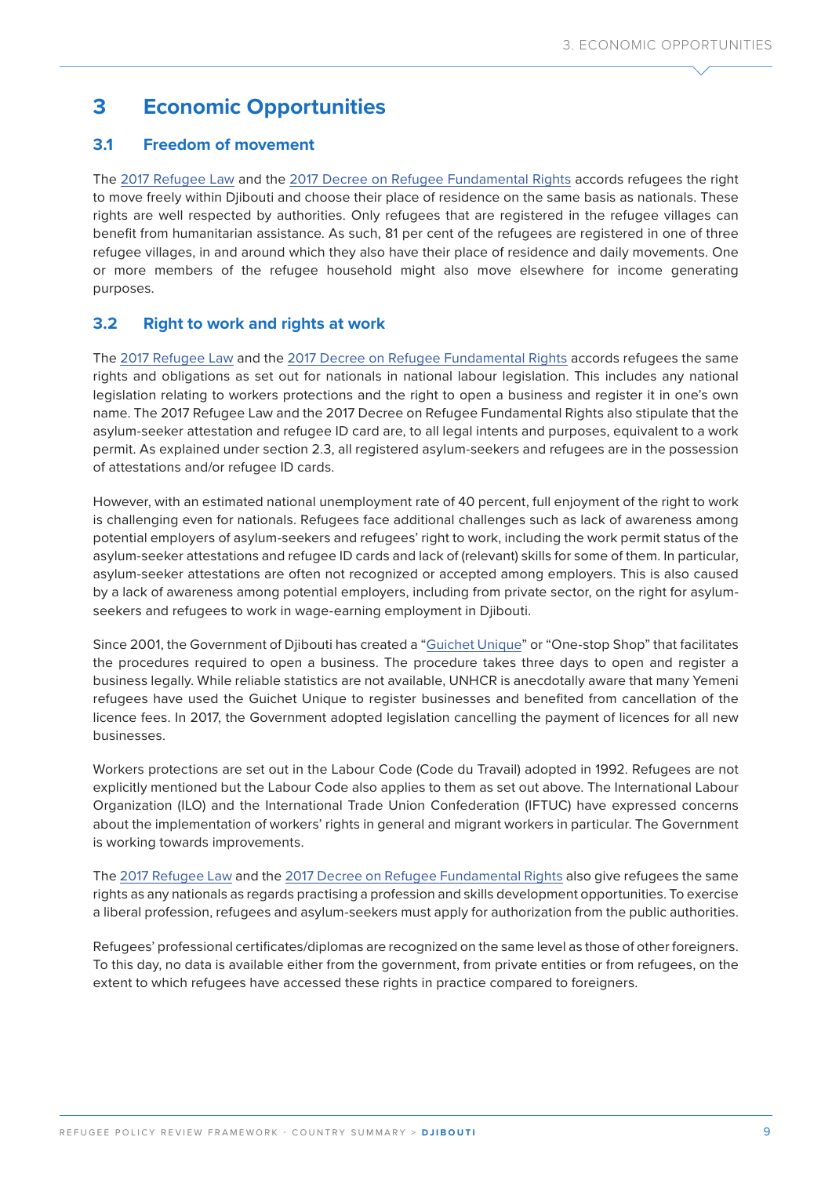# 3 Economic Opportunities

## 3.1 Freedom of movement

The 2017 Refugee Law and the 2017 Decree on Refugee Fundamental Rights accords refugees the right to move freely within Djibouti and choose their place of residence on the same basis as nationals. These rights are well respected by authorities. Only refugees that are registered in the refugee villages can benefit from humanitarian assistance. As such, 81 per cent of the refugees are registered in one of three refugee villages, in and around which they also have their place of residence and daily movements. One or more members of the refugee household might also move elsewhere for income generating purposes.

## 3.2 Right to work and rights at work

The 2017 Refugee Law and the 2017 Decree on Refugee Fundamental Rights accords refugees the same rights and obligations as set out for nationals in national labour legislation. This includes any national legislation relating to workers protections and the right to open a business and register it in one's own name. The 2017 Refugee Law and the 2017 Decree on Refugee Fundamental Rights also stipulate that the asylum-seeker attestation and refugee ID card are, to all legal intents and purposes, equivalent to a work permit. As explained under section 2.3, all registered asylum-seekers and refugees are in the possession of attestations and/or refugee ID cards.

However, with an estimated national unemployment rate of 40 percent, full enjoyment of the right to work is challenging even for nationals. Refugees face additional challenges such as lack of awareness among potential employers of asylum-seekers and refugees' right to work, including the work permit status of the asylum-seeker attestations and refugee ID cards and lack of (relevant) skills for some of them. In particular, asylum-seeker attestations are often not recognized or accepted among employers. This is also caused by a lack of awareness among potential employers, including from private sector, on the right for asylum-seekers and refugees to work in wage-earning employment in Djibouti.

Since 2001, the Government of Djibouti has created a "Guichet Unique" or "One-stop Shop" that facilitates the procedures required to open a business. The procedure takes three days to open and register a business legally. While reliable statistics are not available, UNHCR is anecdotally aware that many Yemeni refugees have used the Guichet Unique to register businesses and benefited from cancellation of the licence fees. In 2017, the Government adopted legislation cancelling the payment of licences for all new businesses.

Workers protections are set out in the Labour Code (Code du Travail) adopted in 1992. Refugees are not explicitly mentioned but the Labour Code also applies to them as set out above. The International Labour Organization (ILO) and the International Trade Union Confederation (IFTUC) have expressed concerns about the implementation of workers' rights in general and migrant workers in particular. The Government is working towards improvements.

The 2017 Refugee Law and the 2017 Decree on Refugee Fundamental Rights also give refugees the same rights as any nationals as regards practising a profession and skills development opportunities. To exercise a liberal profession, refugees and asylum-seekers must apply for authorization from the public authorities.

Refugees' professional certificates/diplomas are recognized on the same level as those of other foreigners. To this day, no data is available either from the government, from private entities or from refugees, on the extent to which refugees have accessed these rights in practice compared to foreigners.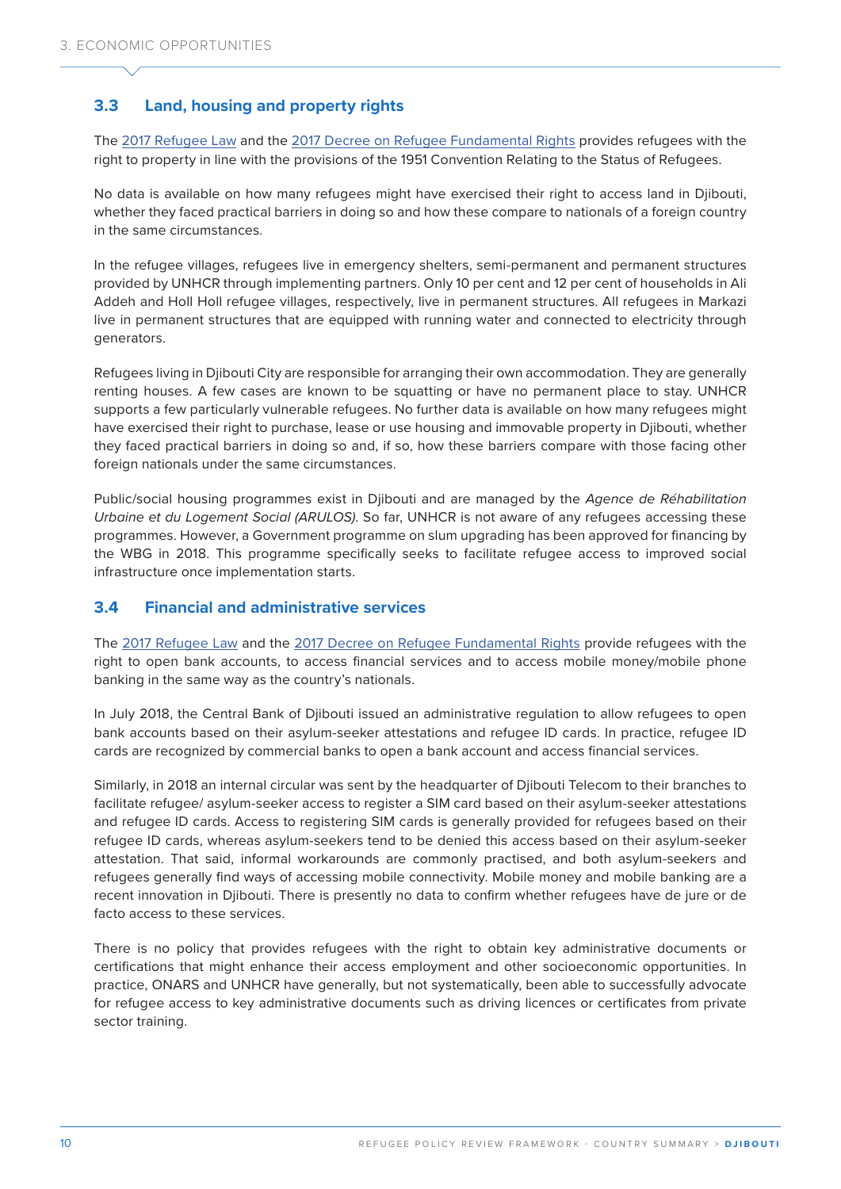### 3.3 Land, housing and property rights

The 2017 Refugee Law and the 2017 Decree on Refugee Fundamental Rights provides refugees with the right to property in line with the provisions of the 1951 Convention Relating to the Status of Refugees.

No data is available on how many refugees might have exercised their right to access land in Djibouti, whether they faced practical barriers in doing so and how these compare to nationals of a foreign country in the same circumstances.

In the refugee villages, refugees live in emergency shelters, semi-permanent and permanent structures provided by UNHCR through implementing partners. Only 10 per cent and 12 per cent of households in Ali Addeh and Holl Holl refugee villages, respectively, live in permanent structures. All refugees in Markazi live in permanent structures that are equipped with running water and connected to electricity through generators.

Refugees living in Djibouti City are responsible for arranging their own accommodation. They are generally renting houses. A few cases are known to be squatting or have no permanent place to stay. UNHCR supports a few particularly vulnerable refugees. No further data is available on how many refugees might have exercised their right to purchase, lease or use housing and immovable property in Djibouti, whether they faced practical barriers in doing so and, if so, how these barriers compare with those facing other foreign nationals under the same circumstances.

Public/social housing programmes exist in Djibouti and are managed by the *Agence de Réhabilitation Urbaine et du Logement Social (ARULOS).* So far, UNHCR is not aware of any refugees accessing these programmes. However, a Government programme on slum upgrading has been approved for financing by the WBG in 2018. This programme specifically seeks to facilitate refugee access to improved social infrastructure once implementation starts.

### 3.4 Financial and administrative services

The 2017 Refugee Law and the 2017 Decree on Refugee Fundamental Rights provide refugees with the right to open bank accounts, to access financial services and to access mobile money/mobile phone banking in the same way as the country's nationals.

In July 2018, the Central Bank of Djibouti issued an administrative regulation to allow refugees to open bank accounts based on their asylum-seeker attestations and refugee ID cards. In practice, refugee ID cards are recognized by commercial banks to open a bank account and access financial services.

Similarly, in 2018 an internal circular was sent by the headquarter of Djibouti Telecom to their branches to facilitate refugee/ asylum-seeker access to register a SIM card based on their asylum-seeker attestations and refugee ID cards. Access to registering SIM cards is generally provided for refugees based on their refugee ID cards, whereas asylum-seekers tend to be denied this access based on their asylum-seeker attestation. That said, informal workarounds are commonly practised, and both asylum-seekers and refugees generally find ways of accessing mobile connectivity. Mobile money and mobile banking are a recent innovation in Djibouti. There is presently no data to confirm whether refugees have de jure or de facto access to these services.

There is no policy that provides refugees with the right to obtain key administrative documents or certifications that might enhance their access employment and other socioeconomic opportunities. In practice, ONARS and UNHCR have generally, but not systematically, been able to successfully advocate for refugee access to key administrative documents such as driving licences or certificates from private sector training.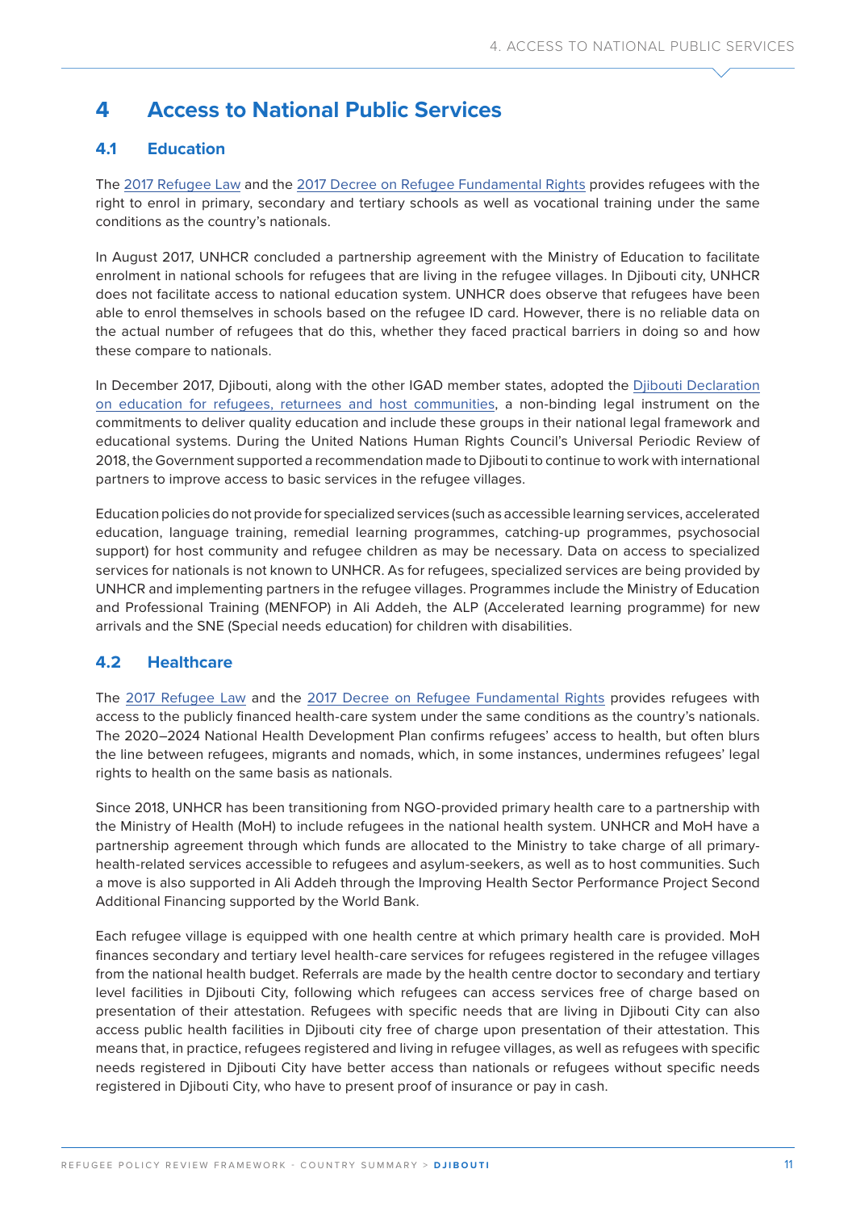# 4 Access to National Public Services

## 4.1 Education

The 2017 Refugee Law and the 2017 Decree on Refugee Fundamental Rights provides refugees with the right to enrol in primary, secondary and tertiary schools as well as vocational training under the same conditions as the country's nationals.

In August 2017, UNHCR concluded a partnership agreement with the Ministry of Education to facilitate enrolment in national schools for refugees that are living in the refugee villages. In Djibouti city, UNHCR does not facilitate access to national education system. UNHCR does observe that refugees have been able to enrol themselves in schools based on the refugee ID card. However, there is no reliable data on the actual number of refugees that do this, whether they faced practical barriers in doing so and how these compare to nationals.

In December 2017, Djibouti, along with the other IGAD member states, adopted the Djibouti Declaration on education for refugees, returnees and host communities, a non-binding legal instrument on the commitments to deliver quality education and include these groups in their national legal framework and educational systems. During the United Nations Human Rights Council's Universal Periodic Review of 2018, the Government supported a recommendation made to Djibouti to continue to work with international partners to improve access to basic services in the refugee villages.

Education policies do not provide for specialized services (such as accessible learning services, accelerated education, language training, remedial learning programmes, catching-up programmes, psychosocial support) for host community and refugee children as may be necessary. Data on access to specialized services for nationals is not known to UNHCR. As for refugees, specialized services are being provided by UNHCR and implementing partners in the refugee villages. Programmes include the Ministry of Education and Professional Training (MENFOP) in Ali Addeh, the ALP (Accelerated learning programme) for new arrivals and the SNE (Special needs education) for children with disabilities.

## 4.2 Healthcare

The 2017 Refugee Law and the 2017 Decree on Refugee Fundamental Rights provides refugees with access to the publicly financed health-care system under the same conditions as the country's nationals. The 2020–2024 National Health Development Plan confirms refugees' access to health, but often blurs the line between refugees, migrants and nomads, which, in some instances, undermines refugees' legal rights to health on the same basis as nationals.

Since 2018, UNHCR has been transitioning from NGO-provided primary health care to a partnership with the Ministry of Health (MoH) to include refugees in the national health system. UNHCR and MoH have a partnership agreement through which funds are allocated to the Ministry to take charge of all primary-health-related services accessible to refugees and asylum-seekers, as well as to host communities. Such a move is also supported in Ali Addeh through the Improving Health Sector Performance Project Second Additional Financing supported by the World Bank.

Each refugee village is equipped with one health centre at which primary health care is provided. MoH finances secondary and tertiary level health-care services for refugees registered in the refugee villages from the national health budget. Referrals are made by the health centre doctor to secondary and tertiary level facilities in Djibouti City, following which refugees can access services free of charge based on presentation of their attestation. Refugees with specific needs that are living in Djibouti City can also access public health facilities in Djibouti city free of charge upon presentation of their attestation. This means that, in practice, refugees registered and living in refugee villages, as well as refugees with specific needs registered in Djibouti City have better access than nationals or refugees without specific needs registered in Djibouti City, who have to present proof of insurance or pay in cash.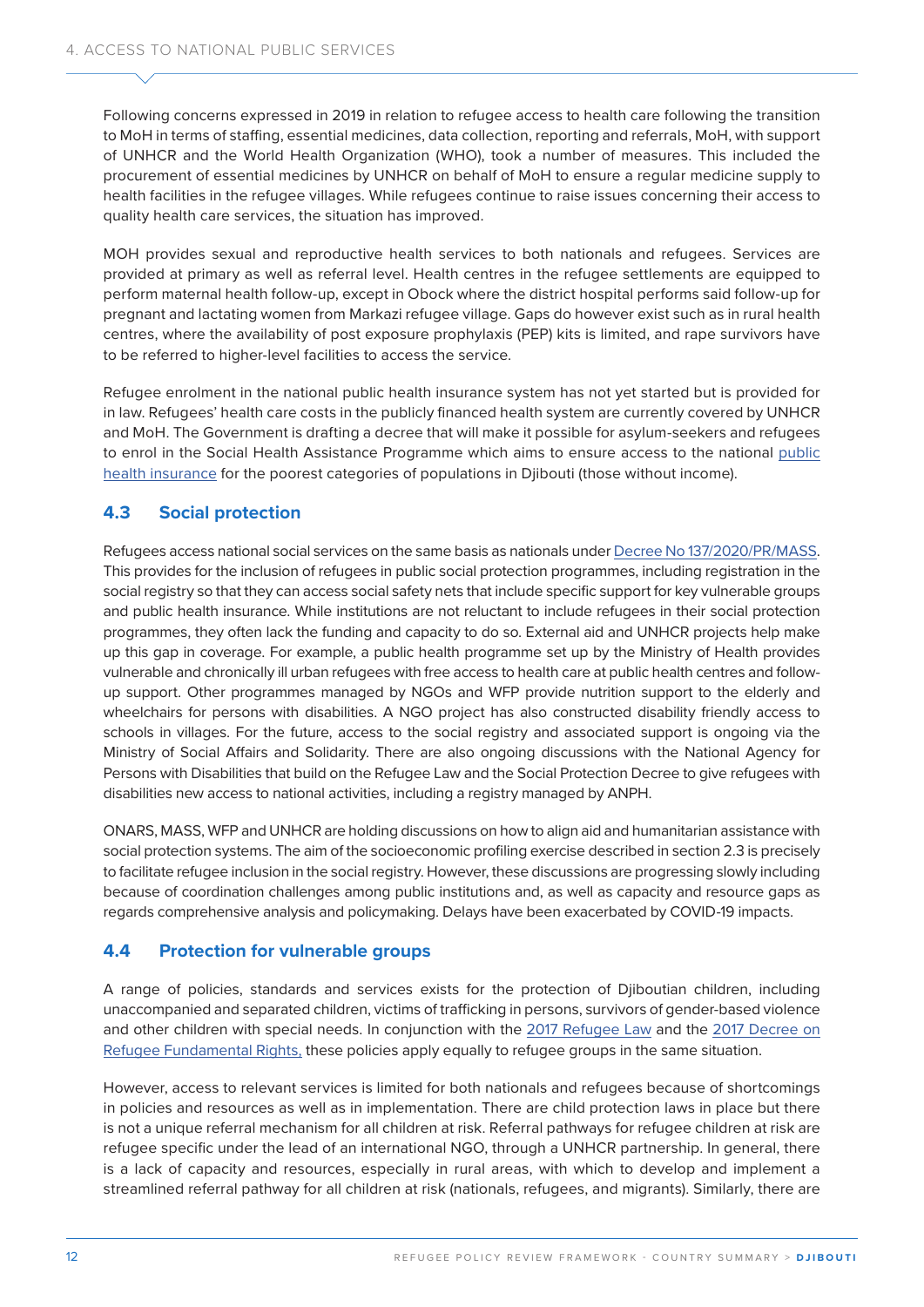Following concerns expressed in 2019 in relation to refugee access to health care following the transition to MoH in terms of staffing, essential medicines, data collection, reporting and referrals, MoH, with support of UNHCR and the World Health Organization (WHO), took a number of measures. This included the procurement of essential medicines by UNHCR on behalf of MoH to ensure a regular medicine supply to health facilities in the refugee villages. While refugees continue to raise issues concerning their access to quality health care services, the situation has improved.

MOH provides sexual and reproductive health services to both nationals and refugees. Services are provided at primary as well as referral level. Health centres in the refugee settlements are equipped to perform maternal health follow-up, except in Obock where the district hospital performs said follow-up for pregnant and lactating women from Markazi refugee village. Gaps do however exist such as in rural health centres, where the availability of post exposure prophylaxis (PEP) kits is limited, and rape survivors have to be referred to higher-level facilities to access the service.

Refugee enrolment in the national public health insurance system has not yet started but is provided for in law. Refugees' health care costs in the publicly financed health system are currently covered by UNHCR and MoH. The Government is drafting a decree that will make it possible for asylum-seekers and refugees to enrol in the Social Health Assistance Programme which aims to ensure access to the national public health insurance for the poorest categories of populations in Djibouti (those without income).

## 4.3 Social protection

Refugees access national social services on the same basis as nationals under Decree No 137/2020/PR/MASS. This provides for the inclusion of refugees in public social protection programmes, including registration in the social registry so that they can access social safety nets that include specific support for key vulnerable groups and public health insurance. While institutions are not reluctant to include refugees in their social protection programmes, they often lack the funding and capacity to do so. External aid and UNHCR projects help make up this gap in coverage. For example, a public health programme set up by the Ministry of Health provides vulnerable and chronically ill urban refugees with free access to health care at public health centres and follow-up support. Other programmes managed by NGOs and WFP provide nutrition support to the elderly and wheelchairs for persons with disabilities. A NGO project has also constructed disability friendly access to schools in villages. For the future, access to the social registry and associated support is ongoing via the Ministry of Social Affairs and Solidarity. There are also ongoing discussions with the National Agency for Persons with Disabilities that build on the Refugee Law and the Social Protection Decree to give refugees with disabilities new access to national activities, including a registry managed by ANPH.

ONARS, MASS, WFP and UNHCR are holding discussions on how to align aid and humanitarian assistance with social protection systems. The aim of the socioeconomic profiling exercise described in section 2.3 is precisely to facilitate refugee inclusion in the social registry. However, these discussions are progressing slowly including because of coordination challenges among public institutions and, as well as capacity and resource gaps as regards comprehensive analysis and policymaking. Delays have been exacerbated by COVID-19 impacts.

## 4.4 Protection for vulnerable groups

A range of policies, standards and services exists for the protection of Djiboutian children, including unaccompanied and separated children, victims of trafficking in persons, survivors of gender-based violence and other children with special needs. In conjunction with the 2017 Refugee Law and the 2017 Decree on Refugee Fundamental Rights, these policies apply equally to refugee groups in the same situation.

However, access to relevant services is limited for both nationals and refugees because of shortcomings in policies and resources as well as in implementation. There are child protection laws in place but there is not a unique referral mechanism for all children at risk. Referral pathways for refugee children at risk are refugee specific under the lead of an international NGO, through a UNHCR partnership. In general, there is a lack of capacity and resources, especially in rural areas, with which to develop and implement a streamlined referral pathway for all children at risk (nationals, refugees, and migrants). Similarly, there are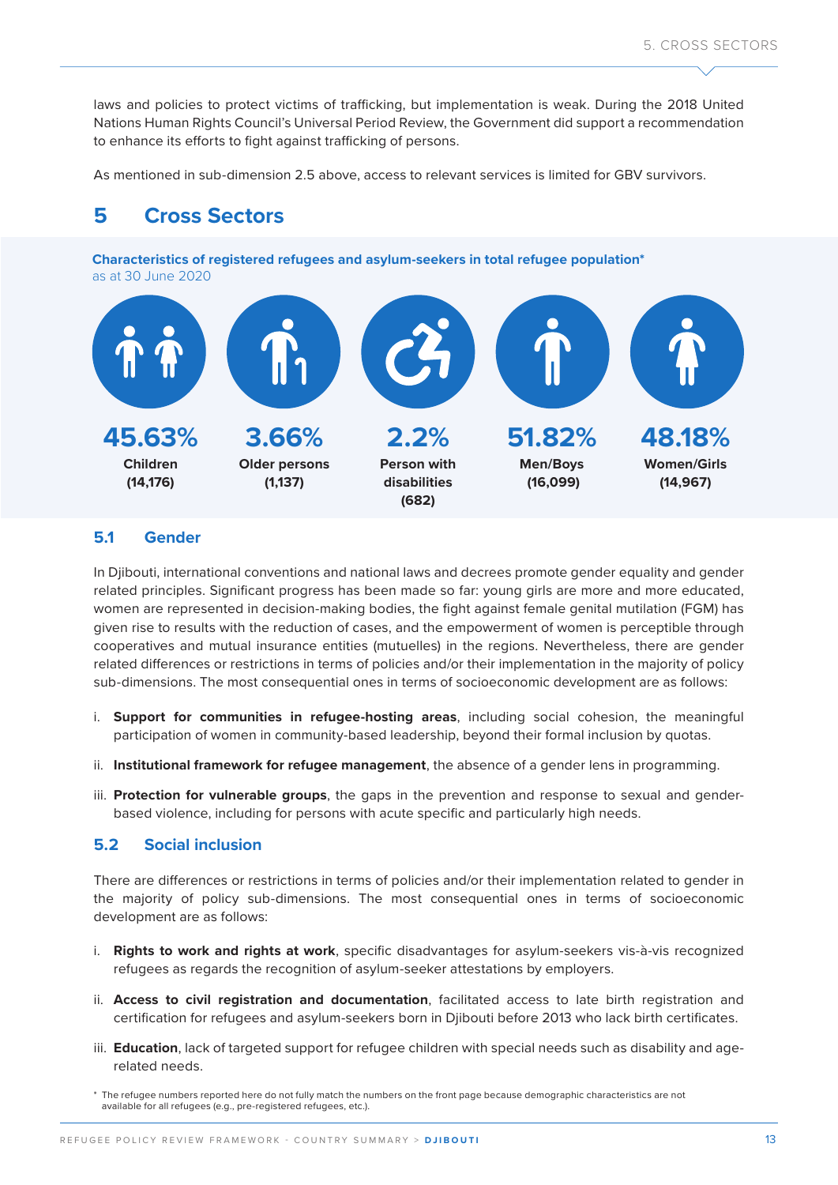laws and policies to protect victims of trafficking, but implementation is weak. During the 2018 United Nations Human Rights Council's Universal Period Review, the Government did support a recommendation to enhance its efforts to fight against trafficking of persons.

As mentioned in sub-dimension 2.5 above, access to relevant services is limited for GBV survivors.

# 5 Cross Sectors

**Characteristics of registered refugees and asylum-seekers in total refugee population***
as at 30 June 2020

| 45.63% | 3.66% | 2.2% | 51.82% | 48.18% |
|---|---|---|---|---|
| **Children (14,176)** | **Older persons (1,137)** | **Person with disabilities (682)** | **Men/Boys (16,099)** | **Women/Girls (14,967)** |

## 5.1 Gender

In Djibouti, international conventions and national laws and decrees promote gender equality and gender related principles. Significant progress has been made so far: young girls are more and more educated, women are represented in decision-making bodies, the fight against female genital mutilation (FGM) has given rise to results with the reduction of cases, and the empowerment of women is perceptible through cooperatives and mutual insurance entities (mutuelles) in the regions. Nevertheless, there are gender related differences or restrictions in terms of policies and/or their implementation in the majority of policy sub-dimensions. The most consequential ones in terms of socioeconomic development are as follows:

i. **Support for communities in refugee-hosting areas**, including social cohesion, the meaningful participation of women in community-based leadership, beyond their formal inclusion by quotas.

ii. **Institutional framework for refugee management**, the absence of a gender lens in programming.

iii. **Protection for vulnerable groups**, the gaps in the prevention and response to sexual and gender-based violence, including for persons with acute specific and particularly high needs.

## 5.2 Social inclusion

There are differences or restrictions in terms of policies and/or their implementation related to gender in the majority of policy sub-dimensions. The most consequential ones in terms of socioeconomic development are as follows:

i. **Rights to work and rights at work**, specific disadvantages for asylum-seekers vis-à-vis recognized refugees as regards the recognition of asylum-seeker attestations by employers.

ii. **Access to civil registration and documentation**, facilitated access to late birth registration and certification for refugees and asylum-seekers born in Djibouti before 2013 who lack birth certificates.

iii. **Education**, lack of targeted support for refugee children with special needs such as disability and age-related needs.

* The refugee numbers reported here do not fully match the numbers on the front page because demographic characteristics are not available for all refugees (e.g., pre-registered refugees, etc.).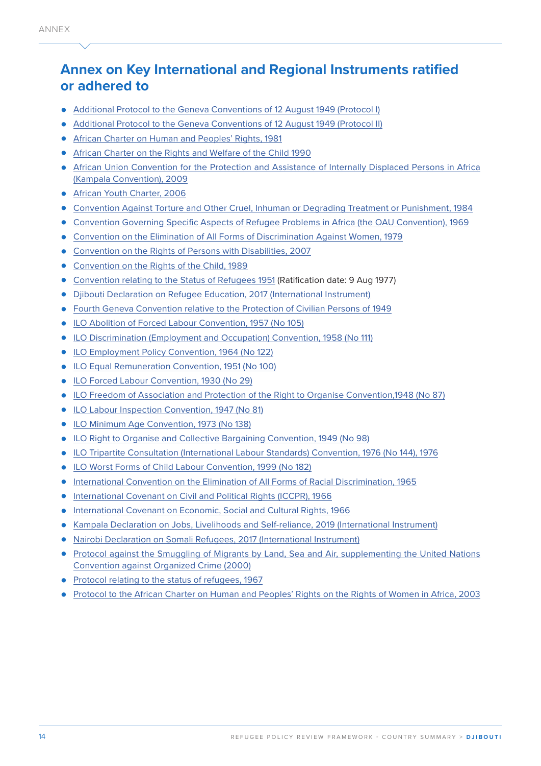## Annex on Key International and Regional Instruments ratified or adhered to

- Additional Protocol to the Geneva Conventions of 12 August 1949 (Protocol I)
- Additional Protocol to the Geneva Conventions of 12 August 1949 (Protocol II)
- African Charter on Human and Peoples' Rights, 1981
- African Charter on the Rights and Welfare of the Child 1990
- African Union Convention for the Protection and Assistance of Internally Displaced Persons in Africa (Kampala Convention), 2009
- African Youth Charter, 2006
- Convention Against Torture and Other Cruel, Inhuman or Degrading Treatment or Punishment, 1984
- Convention Governing Specific Aspects of Refugee Problems in Africa (the OAU Convention), 1969
- Convention on the Elimination of All Forms of Discrimination Against Women, 1979
- Convention on the Rights of Persons with Disabilities, 2007
- Convention on the Rights of the Child, 1989
- Convention relating to the Status of Refugees 1951 (Ratification date: 9 Aug 1977)
- Djibouti Declaration on Refugee Education, 2017 (International Instrument)
- Fourth Geneva Convention relative to the Protection of Civilian Persons of 1949
- ILO Abolition of Forced Labour Convention, 1957 (No 105)
- ILO Discrimination (Employment and Occupation) Convention, 1958 (No 111)
- ILO Employment Policy Convention, 1964 (No 122)
- ILO Equal Remuneration Convention, 1951 (No 100)
- ILO Forced Labour Convention, 1930 (No 29)
- ILO Freedom of Association and Protection of the Right to Organise Convention,1948 (No 87)
- ILO Labour Inspection Convention, 1947 (No 81)
- ILO Minimum Age Convention, 1973 (No 138)
- ILO Right to Organise and Collective Bargaining Convention, 1949 (No 98)
- ILO Tripartite Consultation (International Labour Standards) Convention, 1976 (No 144), 1976
- ILO Worst Forms of Child Labour Convention, 1999 (No 182)
- International Convention on the Elimination of All Forms of Racial Discrimination, 1965
- International Covenant on Civil and Political Rights (ICCPR), 1966
- International Covenant on Economic, Social and Cultural Rights, 1966
- Kampala Declaration on Jobs, Livelihoods and Self-reliance, 2019 (International Instrument)
- Nairobi Declaration on Somali Refugees, 2017 (International Instrument)
- Protocol against the Smuggling of Migrants by Land, Sea and Air, supplementing the United Nations Convention against Organized Crime (2000)
- Protocol relating to the status of refugees, 1967
- Protocol to the African Charter on Human and Peoples' Rights on the Rights of Women in Africa, 2003